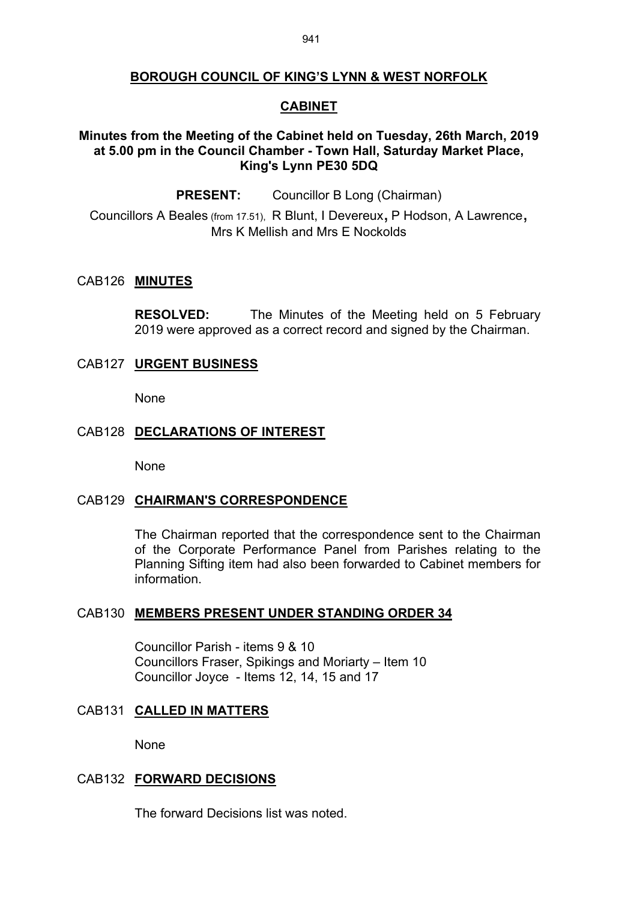# BOROUGH COUNCIL OF KING'S LYNN & WEST NORFOLK

## CABINET

### Minutes from the Meeting of the Cabinet held on Tuesday, 26th March, 2019 at 5.00 pm in the Council Chamber - Town Hall, Saturday Market Place, King's Lynn PE30 5DQ

**PRESENT:** Councillor B Long (Chairman)

Councillors A Beales (from 17.51), R Blunt, I Devereux, P Hodson, A Lawrence, Mrs K Mellish and Mrs E Nockolds

## CAB126 MINUTES

**RESOLVED:** The Minutes of the Meeting held on 5 February 2019 were approved as a correct record and signed by the Chairman.

## CAB127 URGENT BUSINESS

None

## CAB128 DECLARATIONS OF INTEREST

None

## CAB129 CHAIRMAN'S CORRESPONDENCE

The Chairman reported that the correspondence sent to the Chairman of the Corporate Performance Panel from Parishes relating to the Planning Sifting item had also been forwarded to Cabinet members for information.

## CAB130 MEMBERS PRESENT UNDER STANDING ORDER 34

Councillor Parish - items 9 & 10
Councillors Fraser, Spikings and Moriarty – Item 10
Councillor Joyce - Items 12, 14, 15 and 17

## CAB131 CALLED IN MATTERS

None

## CAB132 FORWARD DECISIONS

The forward Decisions list was noted.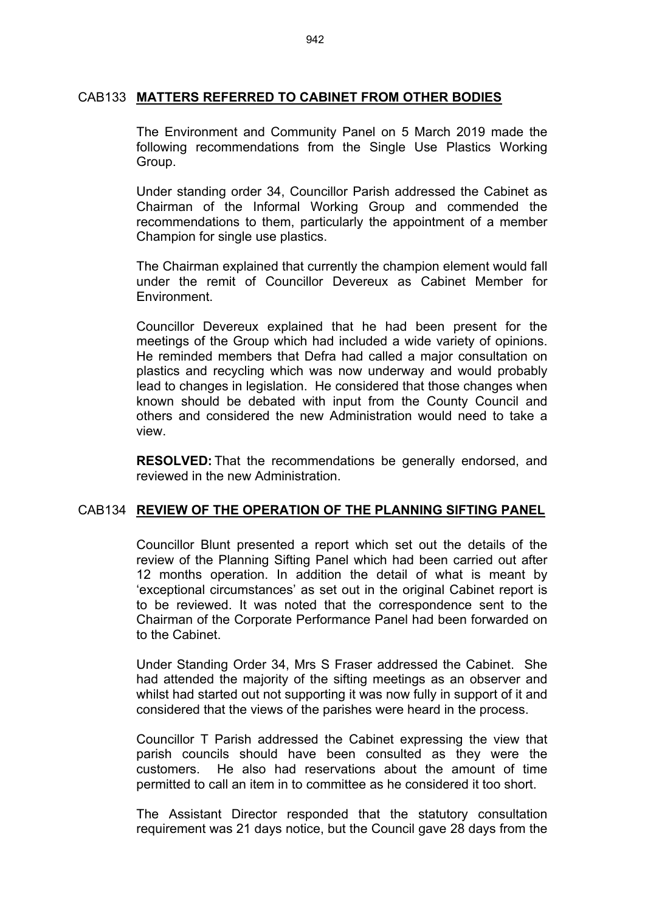## CAB133 **MATTERS REFERRED TO CABINET FROM OTHER BODIES**

The Environment and Community Panel on 5 March 2019 made the following recommendations from the Single Use Plastics Working Group.

Under standing order 34, Councillor Parish addressed the Cabinet as Chairman of the Informal Working Group and commended the recommendations to them, particularly the appointment of a member Champion for single use plastics.

The Chairman explained that currently the champion element would fall under the remit of Councillor Devereux as Cabinet Member for Environment.

Councillor Devereux explained that he had been present for the meetings of the Group which had included a wide variety of opinions. He reminded members that Defra had called a major consultation on plastics and recycling which was now underway and would probably lead to changes in legislation. He considered that those changes when known should be debated with input from the County Council and others and considered the new Administration would need to take a view.

**RESOLVED:** That the recommendations be generally endorsed, and reviewed in the new Administration.

## CAB134 **REVIEW OF THE OPERATION OF THE PLANNING SIFTING PANEL**

Councillor Blunt presented a report which set out the details of the review of the Planning Sifting Panel which had been carried out after 12 months operation. In addition the detail of what is meant by 'exceptional circumstances' as set out in the original Cabinet report is to be reviewed. It was noted that the correspondence sent to the Chairman of the Corporate Performance Panel had been forwarded on to the Cabinet.

Under Standing Order 34, Mrs S Fraser addressed the Cabinet. She had attended the majority of the sifting meetings as an observer and whilst had started out not supporting it was now fully in support of it and considered that the views of the parishes were heard in the process.

Councillor T Parish addressed the Cabinet expressing the view that parish councils should have been consulted as they were the customers. He also had reservations about the amount of time permitted to call an item in to committee as he considered it too short.

The Assistant Director responded that the statutory consultation requirement was 21 days notice, but the Council gave 28 days from the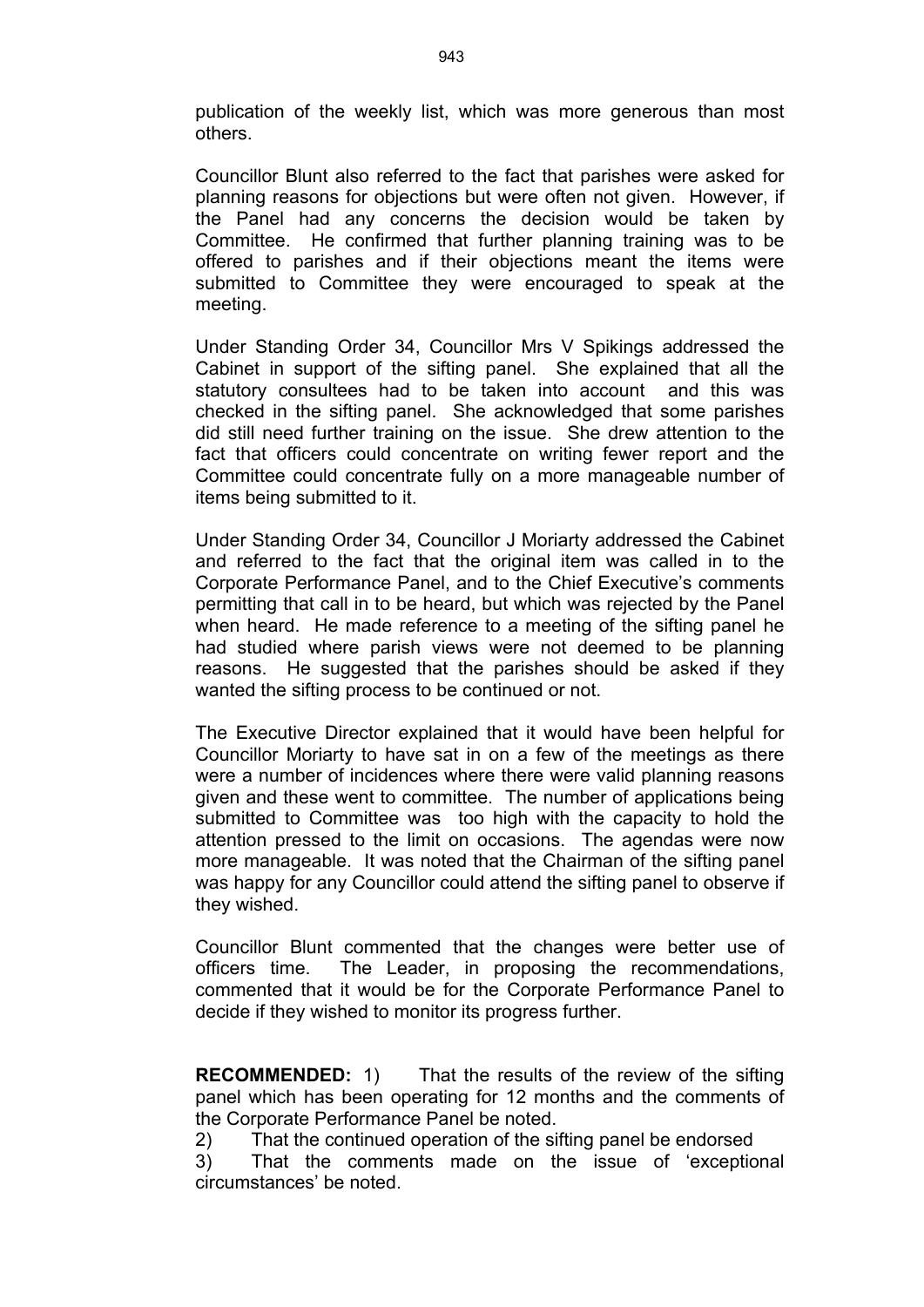publication of the weekly list, which was more generous than most others.

Councillor Blunt also referred to the fact that parishes were asked for planning reasons for objections but were often not given. However, if the Panel had any concerns the decision would be taken by Committee. He confirmed that further planning training was to be offered to parishes and if their objections meant the items were submitted to Committee they were encouraged to speak at the meeting.

Under Standing Order 34, Councillor Mrs V Spikings addressed the Cabinet in support of the sifting panel. She explained that all the statutory consultees had to be taken into account and this was checked in the sifting panel. She acknowledged that some parishes did still need further training on the issue. She drew attention to the fact that officers could concentrate on writing fewer report and the Committee could concentrate fully on a more manageable number of items being submitted to it.

Under Standing Order 34, Councillor J Moriarty addressed the Cabinet and referred to the fact that the original item was called in to the Corporate Performance Panel, and to the Chief Executive's comments permitting that call in to be heard, but which was rejected by the Panel when heard. He made reference to a meeting of the sifting panel he had studied where parish views were not deemed to be planning reasons. He suggested that the parishes should be asked if they wanted the sifting process to be continued or not.

The Executive Director explained that it would have been helpful for Councillor Moriarty to have sat in on a few of the meetings as there were a number of incidences where there were valid planning reasons given and these went to committee. The number of applications being submitted to Committee was too high with the capacity to hold the attention pressed to the limit on occasions. The agendas were now more manageable. It was noted that the Chairman of the sifting panel was happy for any Councillor could attend the sifting panel to observe if they wished.

Councillor Blunt commented that the changes were better use of officers time. The Leader, in proposing the recommendations, commented that it would be for the Corporate Performance Panel to decide if they wished to monitor its progress further.

**RECOMMENDED:** 1) That the results of the review of the sifting panel which has been operating for 12 months and the comments of the Corporate Performance Panel be noted.

2) That the continued operation of the sifting panel be endorsed

3) That the comments made on the issue of 'exceptional circumstances' be noted.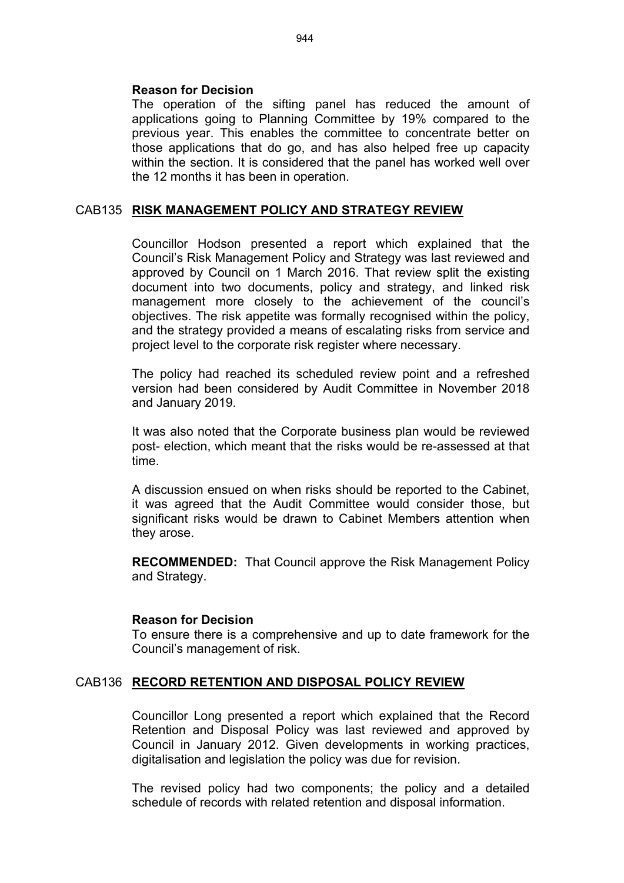**Reason for Decision**

The operation of the sifting panel has reduced the amount of applications going to Planning Committee by 19% compared to the previous year. This enables the committee to concentrate better on those applications that do go, and has also helped free up capacity within the section. It is considered that the panel has worked well over the 12 months it has been in operation.

## CAB135 RISK MANAGEMENT POLICY AND STRATEGY REVIEW

Councillor Hodson presented a report which explained that the Council's Risk Management Policy and Strategy was last reviewed and approved by Council on 1 March 2016. That review split the existing document into two documents, policy and strategy, and linked risk management more closely to the achievement of the council's objectives. The risk appetite was formally recognised within the policy, and the strategy provided a means of escalating risks from service and project level to the corporate risk register where necessary.

The policy had reached its scheduled review point and a refreshed version had been considered by Audit Committee in November 2018 and January 2019.

It was also noted that the Corporate business plan would be reviewed post- election, which meant that the risks would be re-assessed at that time.

A discussion ensued on when risks should be reported to the Cabinet, it was agreed that the Audit Committee would consider those, but significant risks would be drawn to Cabinet Members attention when they arose.

**RECOMMENDED:** That Council approve the Risk Management Policy and Strategy.

**Reason for Decision**

To ensure there is a comprehensive and up to date framework for the Council's management of risk.

## CAB136 RECORD RETENTION AND DISPOSAL POLICY REVIEW

Councillor Long presented a report which explained that the Record Retention and Disposal Policy was last reviewed and approved by Council in January 2012. Given developments in working practices, digitalisation and legislation the policy was due for revision.

The revised policy had two components; the policy and a detailed schedule of records with related retention and disposal information.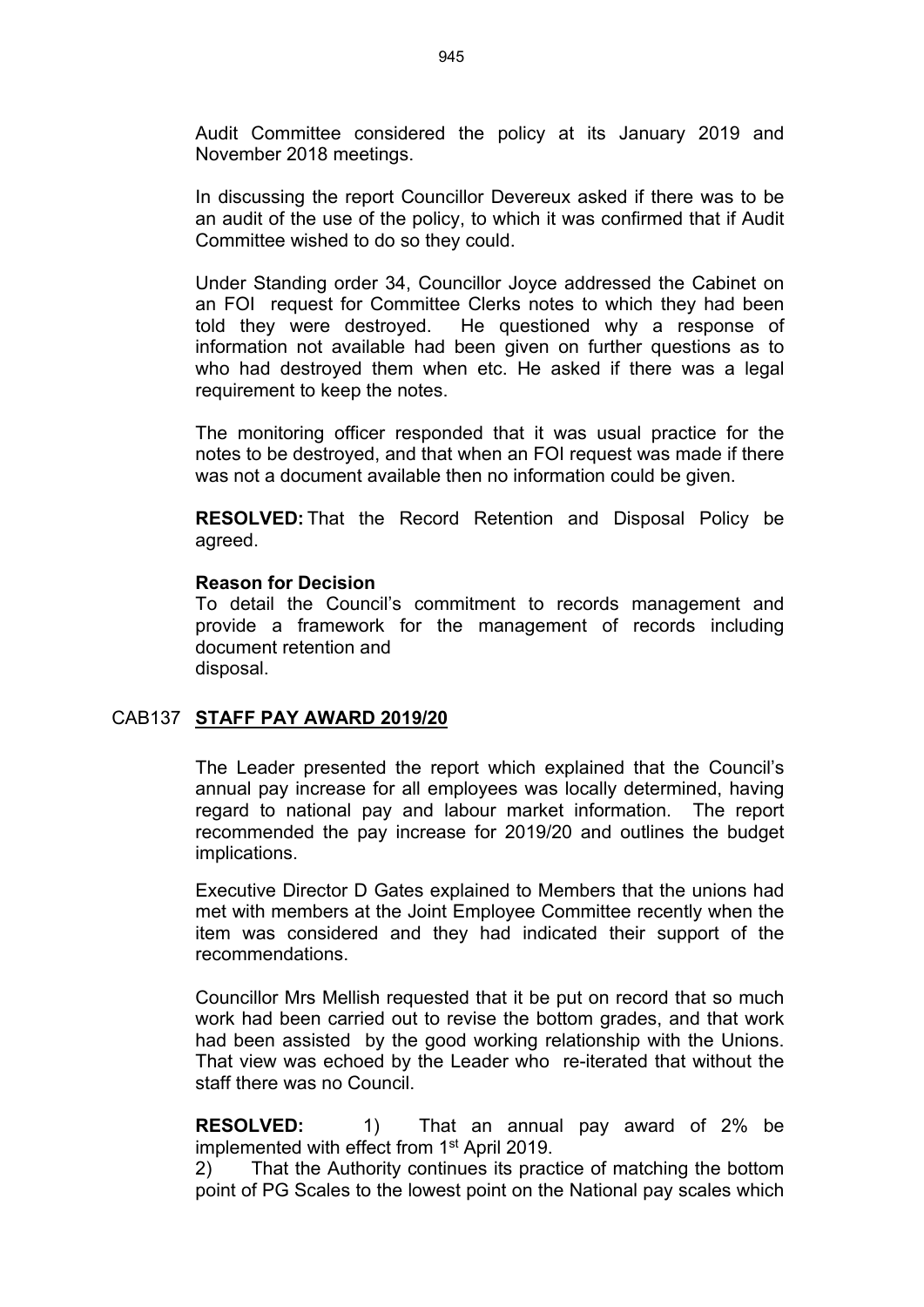Audit Committee considered the policy at its January 2019 and November 2018 meetings.

In discussing the report Councillor Devereux asked if there was to be an audit of the use of the policy, to which it was confirmed that if Audit Committee wished to do so they could.

Under Standing order 34, Councillor Joyce addressed the Cabinet on an FOI request for Committee Clerks notes to which they had been told they were destroyed. He questioned why a response of information not available had been given on further questions as to who had destroyed them when etc. He asked if there was a legal requirement to keep the notes.

The monitoring officer responded that it was usual practice for the notes to be destroyed, and that when an FOI request was made if there was not a document available then no information could be given.

**RESOLVED:** That the Record Retention and Disposal Policy be agreed.

**Reason for Decision**

To detail the Council's commitment to records management and provide a framework for the management of records including document retention and disposal.

## CAB137 **STAFF PAY AWARD 2019/20**

The Leader presented the report which explained that the Council's annual pay increase for all employees was locally determined, having regard to national pay and labour market information. The report recommended the pay increase for 2019/20 and outlines the budget implications.

Executive Director D Gates explained to Members that the unions had met with members at the Joint Employee Committee recently when the item was considered and they had indicated their support of the recommendations.

Councillor Mrs Mellish requested that it be put on record that so much work had been carried out to revise the bottom grades, and that work had been assisted by the good working relationship with the Unions. That view was echoed by the Leader who re-iterated that without the staff there was no Council.

**RESOLVED:** 1) That an annual pay award of 2% be implemented with effect from 1st April 2019.

2) That the Authority continues its practice of matching the bottom point of PG Scales to the lowest point on the National pay scales which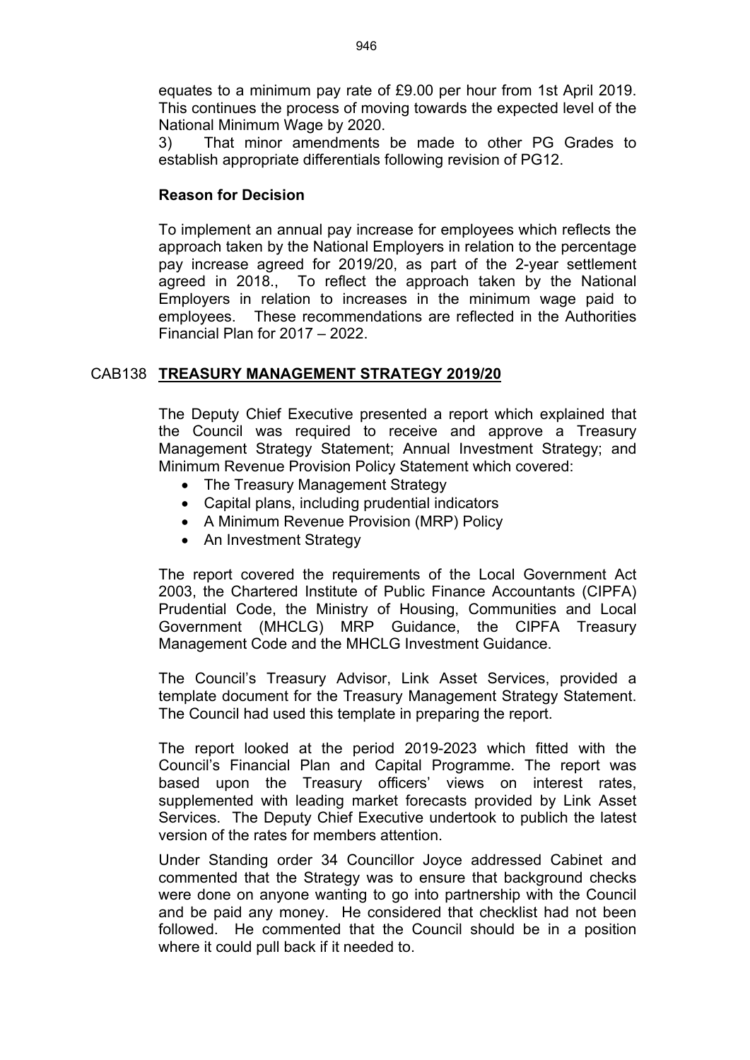equates to a minimum pay rate of £9.00 per hour from 1st April 2019. This continues the process of moving towards the expected level of the National Minimum Wage by 2020.

3) That minor amendments be made to other PG Grades to establish appropriate differentials following revision of PG12.

**Reason for Decision**

To implement an annual pay increase for employees which reflects the approach taken by the National Employers in relation to the percentage pay increase agreed for 2019/20, as part of the 2-year settlement agreed in 2018., To reflect the approach taken by the National Employers in relation to increases in the minimum wage paid to employees. These recommendations are reflected in the Authorities Financial Plan for 2017 – 2022.

## CAB138 TREASURY MANAGEMENT STRATEGY 2019/20

The Deputy Chief Executive presented a report which explained that the Council was required to receive and approve a Treasury Management Strategy Statement; Annual Investment Strategy; and Minimum Revenue Provision Policy Statement which covered:

- The Treasury Management Strategy
- Capital plans, including prudential indicators
- A Minimum Revenue Provision (MRP) Policy
- An Investment Strategy

The report covered the requirements of the Local Government Act 2003, the Chartered Institute of Public Finance Accountants (CIPFA) Prudential Code, the Ministry of Housing, Communities and Local Government (MHCLG) MRP Guidance, the CIPFA Treasury Management Code and the MHCLG Investment Guidance.

The Council's Treasury Advisor, Link Asset Services, provided a template document for the Treasury Management Strategy Statement. The Council had used this template in preparing the report.

The report looked at the period 2019-2023 which fitted with the Council's Financial Plan and Capital Programme. The report was based upon the Treasury officers' views on interest rates, supplemented with leading market forecasts provided by Link Asset Services. The Deputy Chief Executive undertook to publich the latest version of the rates for members attention.

Under Standing order 34 Councillor Joyce addressed Cabinet and commented that the Strategy was to ensure that background checks were done on anyone wanting to go into partnership with the Council and be paid any money. He considered that checklist had not been followed. He commented that the Council should be in a position where it could pull back if it needed to.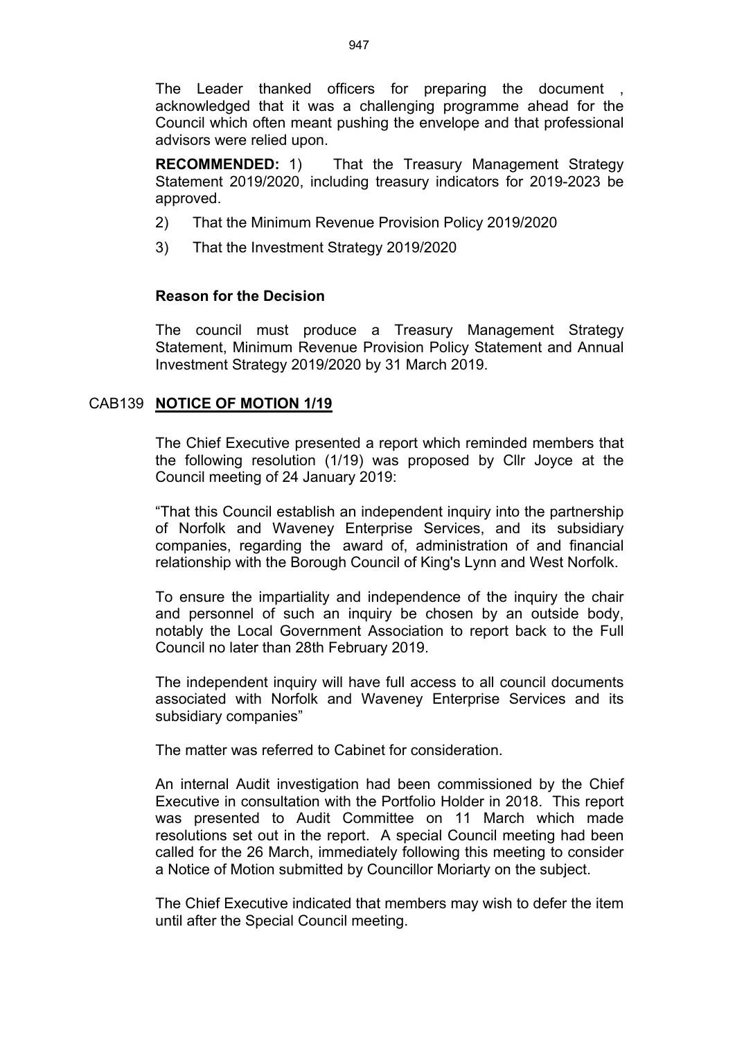The Leader thanked officers for preparing the document , acknowledged that it was a challenging programme ahead for the Council which often meant pushing the envelope and that professional advisors were relied upon.

**RECOMMENDED:** 1) That the Treasury Management Strategy Statement 2019/2020, including treasury indicators for 2019-2023 be approved.

2) That the Minimum Revenue Provision Policy 2019/2020

3) That the Investment Strategy 2019/2020

**Reason for the Decision**

The council must produce a Treasury Management Strategy Statement, Minimum Revenue Provision Policy Statement and Annual Investment Strategy 2019/2020 by 31 March 2019.

## CAB139 NOTICE OF MOTION 1/19

The Chief Executive presented a report which reminded members that the following resolution (1/19) was proposed by Cllr Joyce at the Council meeting of 24 January 2019:

"That this Council establish an independent inquiry into the partnership of Norfolk and Waveney Enterprise Services, and its subsidiary companies, regarding the award of, administration of and financial relationship with the Borough Council of King's Lynn and West Norfolk.

To ensure the impartiality and independence of the inquiry the chair and personnel of such an inquiry be chosen by an outside body, notably the Local Government Association to report back to the Full Council no later than 28th February 2019.

The independent inquiry will have full access to all council documents associated with Norfolk and Waveney Enterprise Services and its subsidiary companies"

The matter was referred to Cabinet for consideration.

An internal Audit investigation had been commissioned by the Chief Executive in consultation with the Portfolio Holder in 2018. This report was presented to Audit Committee on 11 March which made resolutions set out in the report. A special Council meeting had been called for the 26 March, immediately following this meeting to consider a Notice of Motion submitted by Councillor Moriarty on the subject.

The Chief Executive indicated that members may wish to defer the item until after the Special Council meeting.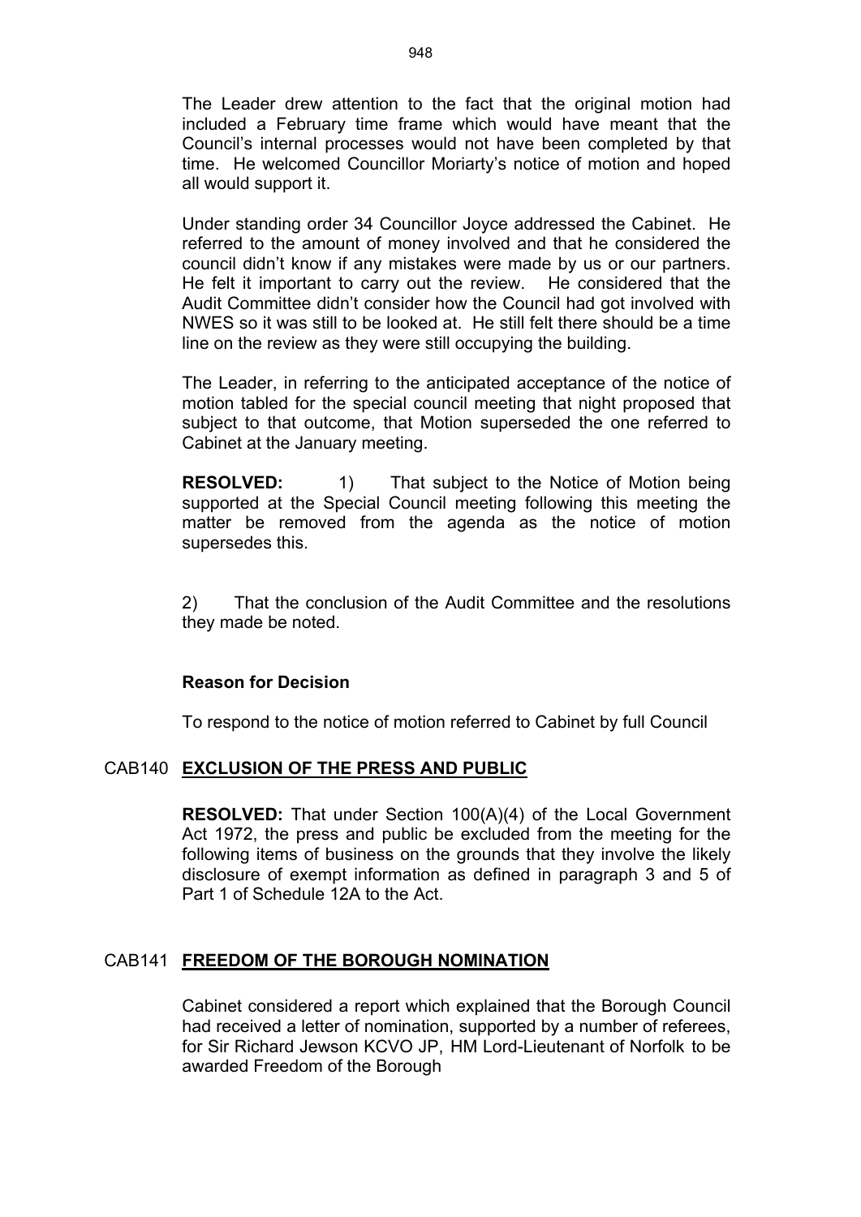The Leader drew attention to the fact that the original motion had included a February time frame which would have meant that the Council's internal processes would not have been completed by that time. He welcomed Councillor Moriarty's notice of motion and hoped all would support it.

Under standing order 34 Councillor Joyce addressed the Cabinet. He referred to the amount of money involved and that he considered the council didn't know if any mistakes were made by us or our partners. He felt it important to carry out the review. He considered that the Audit Committee didn't consider how the Council had got involved with NWES so it was still to be looked at. He still felt there should be a time line on the review as they were still occupying the building.

The Leader, in referring to the anticipated acceptance of the notice of motion tabled for the special council meeting that night proposed that subject to that outcome, that Motion superseded the one referred to Cabinet at the January meeting.

**RESOLVED:** 1) That subject to the Notice of Motion being supported at the Special Council meeting following this meeting the matter be removed from the agenda as the notice of motion supersedes this.

2) That the conclusion of the Audit Committee and the resolutions they made be noted.

**Reason for Decision**

To respond to the notice of motion referred to Cabinet by full Council

## CAB140 EXCLUSION OF THE PRESS AND PUBLIC

**RESOLVED:** That under Section 100(A)(4) of the Local Government Act 1972, the press and public be excluded from the meeting for the following items of business on the grounds that they involve the likely disclosure of exempt information as defined in paragraph 3 and 5 of Part 1 of Schedule 12A to the Act.

## CAB141 FREEDOM OF THE BOROUGH NOMINATION

Cabinet considered a report which explained that the Borough Council had received a letter of nomination, supported by a number of referees, for Sir Richard Jewson KCVO JP, HM Lord-Lieutenant of Norfolk to be awarded Freedom of the Borough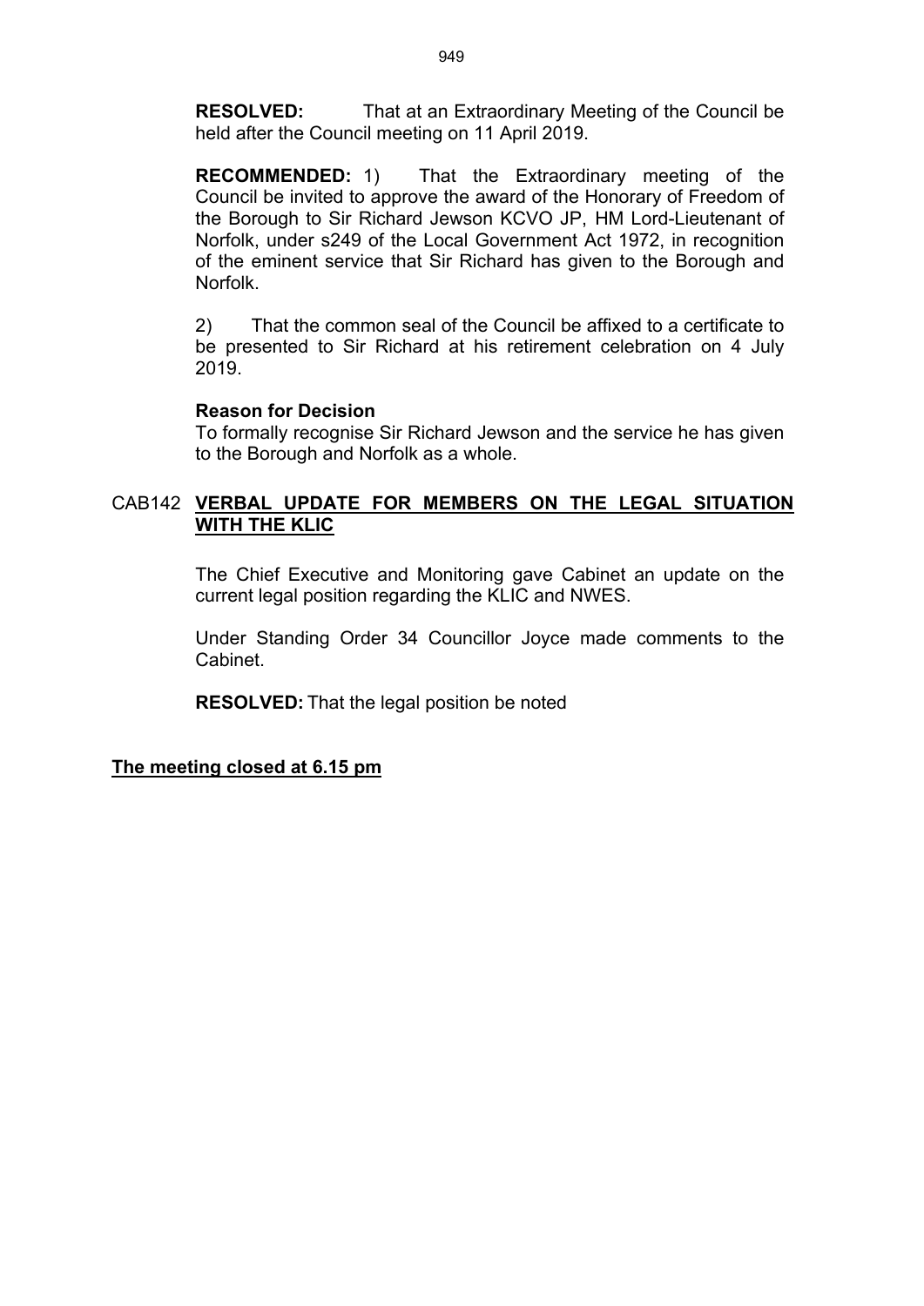**RESOLVED:** That at an Extraordinary Meeting of the Council be held after the Council meeting on 11 April 2019.

**RECOMMENDED:** 1) That the Extraordinary meeting of the Council be invited to approve the award of the Honorary of Freedom of the Borough to Sir Richard Jewson KCVO JP, HM Lord-Lieutenant of Norfolk, under s249 of the Local Government Act 1972, in recognition of the eminent service that Sir Richard has given to the Borough and Norfolk.

2) That the common seal of the Council be affixed to a certificate to be presented to Sir Richard at his retirement celebration on 4 July 2019.

**Reason for Decision**
To formally recognise Sir Richard Jewson and the service he has given to the Borough and Norfolk as a whole.

CAB142 **VERBAL UPDATE FOR MEMBERS ON THE LEGAL SITUATION WITH THE KLIC**

The Chief Executive and Monitoring gave Cabinet an update on the current legal position regarding the KLIC and NWES.

Under Standing Order 34 Councillor Joyce made comments to the Cabinet.

**RESOLVED:** That the legal position be noted

**The meeting closed at 6.15 pm**